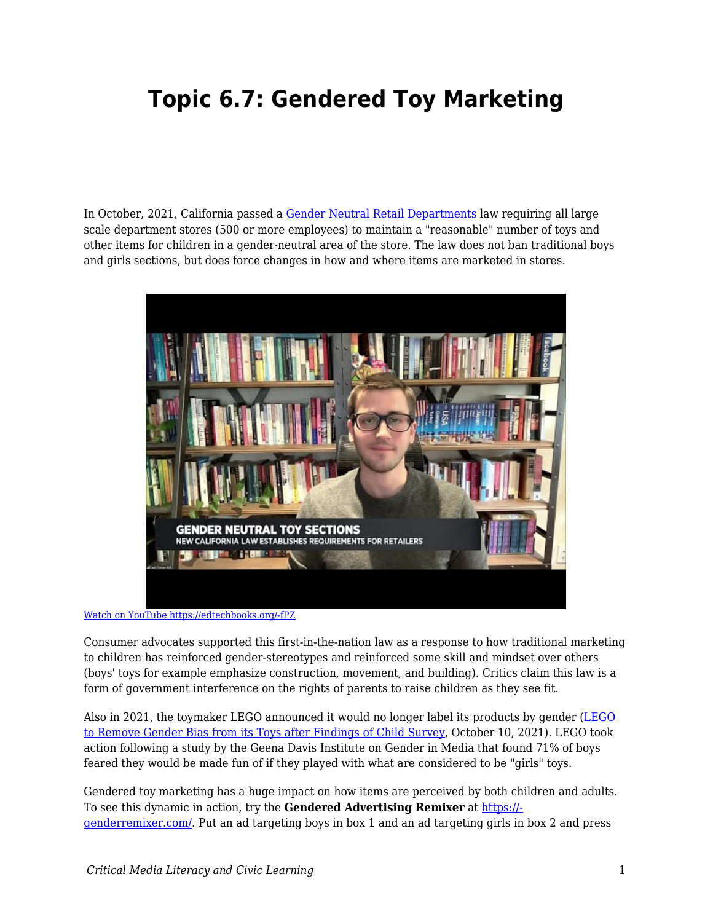# Topic 6.7: Gendered Toy Marketing

In October, 2021, California passed a [Gender Neutral Retail Departments](#) law requiring all large scale department stores (500 or more employees) to maintain a "reasonable" number of toys and other items for children in a gender-neutral area of the store. The law does not ban traditional boys and girls sections, but does force changes in how and where items are marketed in stores.

[Watch on YouTube https://edtechbooks.org/-fPZ](https://edtechbooks.org/-fPZ)

Consumer advocates supported this first-in-the-nation law as a response to how traditional marketing to children has reinforced gender-stereotypes and reinforced some skill and mindset over others (boys' toys for example emphasize construction, movement, and building). Critics claim this law is a form of government interference on the rights of parents to raise children as they see fit.

Also in 2021, the toymaker LEGO announced it would no longer label its products by gender ([LEGO to Remove Gender Bias from its Toys after Findings of Child Survey](#), October 10, 2021). LEGO took action following a study by the Geena Davis Institute on Gender in Media that found 71% of boys feared they would be made fun of if they played with what are considered to be "girls" toys.

Gendered toy marketing has a huge impact on how items are perceived by both children and adults. To see this dynamic in action, try the **Gendered Advertising Remixer** at [https://-genderremixer.com/](https://genderremixer.com/). Put an ad targeting boys in box 1 and an ad targeting girls in box 2 and press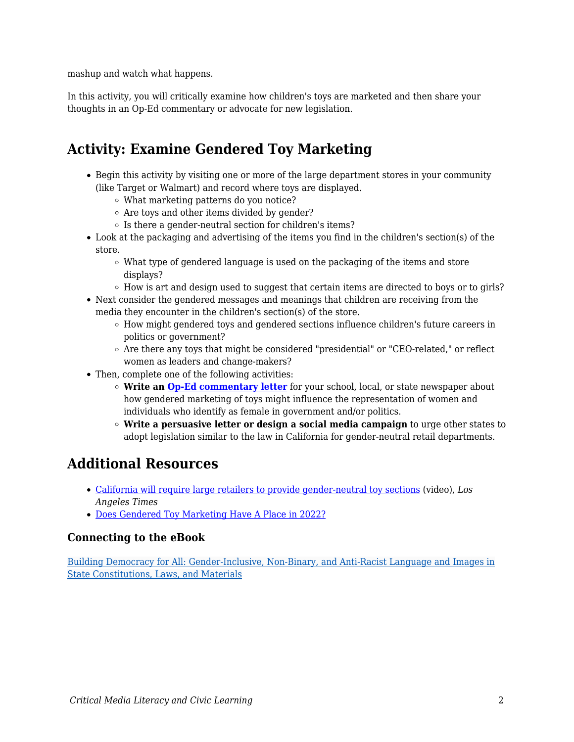mashup and watch what happens.

In this activity, you will critically examine how children's toys are marketed and then share your thoughts in an Op-Ed commentary or advocate for new legislation.

## Activity: Examine Gendered Toy Marketing

- Begin this activity by visiting one or more of the large department stores in your community (like Target or Walmart) and record where toys are displayed.
  - What marketing patterns do you notice?
  - Are toys and other items divided by gender?
  - Is there a gender-neutral section for children's items?
- Look at the packaging and advertising of the items you find in the children's section(s) of the store.
  - What type of gendered language is used on the packaging of the items and store displays?
  - How is art and design used to suggest that certain items are directed to boys or to girls?
- Next consider the gendered messages and meanings that children are receiving from the media they encounter in the children's section(s) of the store.
  - How might gendered toys and gendered sections influence children's future careers in politics or government?
  - Are there any toys that might be considered "presidential" or "CEO-related," or reflect women as leaders and change-makers?
- Then, complete one of the following activities:
  - **Write an Op-Ed commentary letter** for your school, local, or state newspaper about how gendered marketing of toys might influence the representation of women and individuals who identify as female in government and/or politics.
  - **Write a persuasive letter or design a social media campaign** to urge other states to adopt legislation similar to the law in California for gender-neutral retail departments.

## Additional Resources

- California will require large retailers to provide gender-neutral toy sections (video), *Los Angeles Times*
- Does Gendered Toy Marketing Have A Place in 2022?

### Connecting to the eBook

Building Democracy for All: Gender-Inclusive, Non-Binary, and Anti-Racist Language and Images in State Constitutions, Laws, and Materials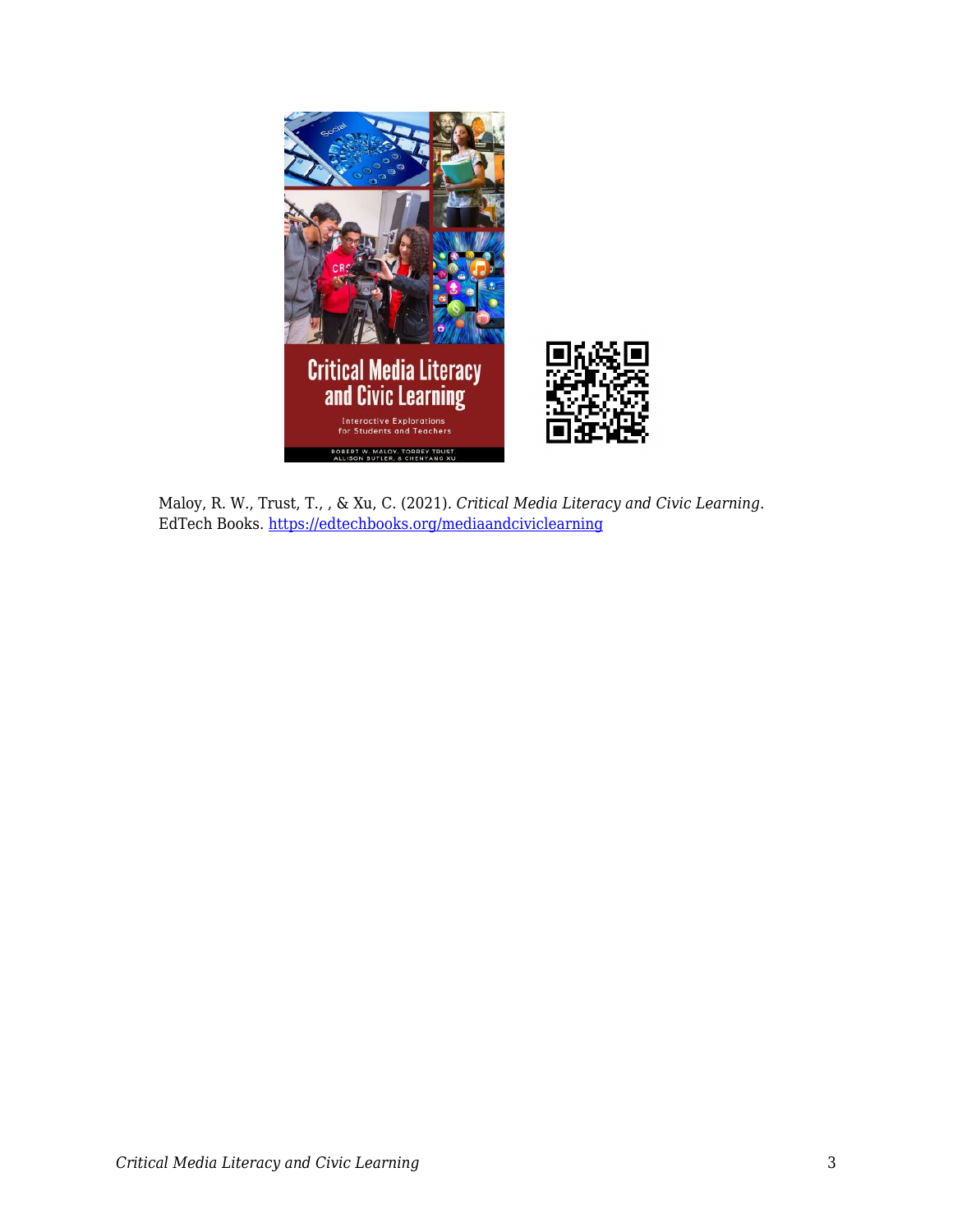Maloy, R. W., Trust, T., , & Xu, C. (2021). *Critical Media Literacy and Civic Learning*. EdTech Books. https://edtechbooks.org/mediaandciviclearning